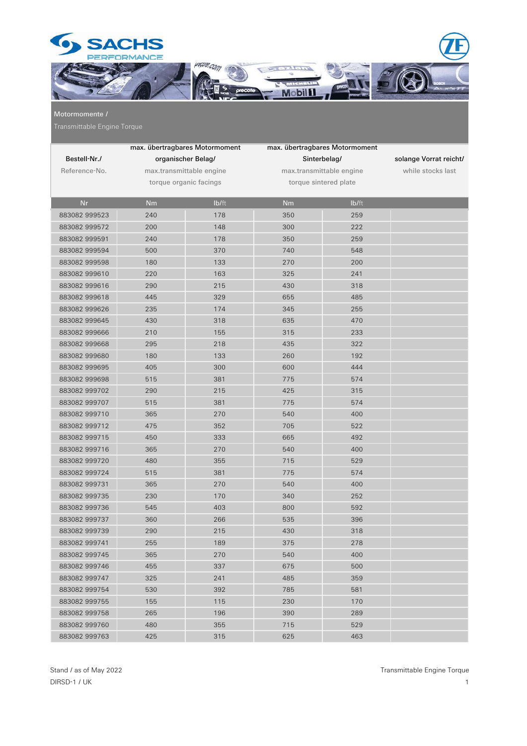## Motormomente /

Transmittable Engine Torque

| Bestell-Nr./ Reference-No. | max. übertragbares Motormoment organischer Belag/ max.transmittable engine torque organic facings | | max. übertragbares Motormoment Sinterbelag/ max.transmittable engine torque sintered plate | | solange Vorrat reicht/ while stocks last |
|---|---|---|---|---|---|
| Nr | Nm | lb/ft | Nm | lb/ft | |
| 883082 999523 | 240 | 178 | 350 | 259 | |
| 883082 999572 | 200 | 148 | 300 | 222 | |
| 883082 999591 | 240 | 178 | 350 | 259 | |
| 883082 999594 | 500 | 370 | 740 | 548 | |
| 883082 999598 | 180 | 133 | 270 | 200 | |
| 883082 999610 | 220 | 163 | 325 | 241 | |
| 883082 999616 | 290 | 215 | 430 | 318 | |
| 883082 999618 | 445 | 329 | 655 | 485 | |
| 883082 999626 | 235 | 174 | 345 | 255 | |
| 883082 999645 | 430 | 318 | 635 | 470 | |
| 883082 999666 | 210 | 155 | 315 | 233 | |
| 883082 999668 | 295 | 218 | 435 | 322 | |
| 883082 999680 | 180 | 133 | 260 | 192 | |
| 883082 999695 | 405 | 300 | 600 | 444 | |
| 883082 999698 | 515 | 381 | 775 | 574 | |
| 883082 999702 | 290 | 215 | 425 | 315 | |
| 883082 999707 | 515 | 381 | 775 | 574 | |
| 883082 999710 | 365 | 270 | 540 | 400 | |
| 883082 999712 | 475 | 352 | 705 | 522 | |
| 883082 999715 | 450 | 333 | 665 | 492 | |
| 883082 999716 | 365 | 270 | 540 | 400 | |
| 883082 999720 | 480 | 355 | 715 | 529 | |
| 883082 999724 | 515 | 381 | 775 | 574 | |
| 883082 999731 | 365 | 270 | 540 | 400 | |
| 883082 999735 | 230 | 170 | 340 | 252 | |
| 883082 999736 | 545 | 403 | 800 | 592 | |
| 883082 999737 | 360 | 266 | 535 | 396 | |
| 883082 999739 | 290 | 215 | 430 | 318 | |
| 883082 999741 | 255 | 189 | 375 | 278 | |
| 883082 999745 | 365 | 270 | 540 | 400 | |
| 883082 999746 | 455 | 337 | 675 | 500 | |
| 883082 999747 | 325 | 241 | 485 | 359 | |
| 883082 999754 | 530 | 392 | 785 | 581 | |
| 883082 999755 | 155 | 115 | 230 | 170 | |
| 883082 999758 | 265 | 196 | 390 | 289 | |
| 883082 999760 | 480 | 355 | 715 | 529 | |
| 883082 999763 | 425 | 315 | 625 | 463 | |

Stand / as of May 2022

DIRSD-1 / UK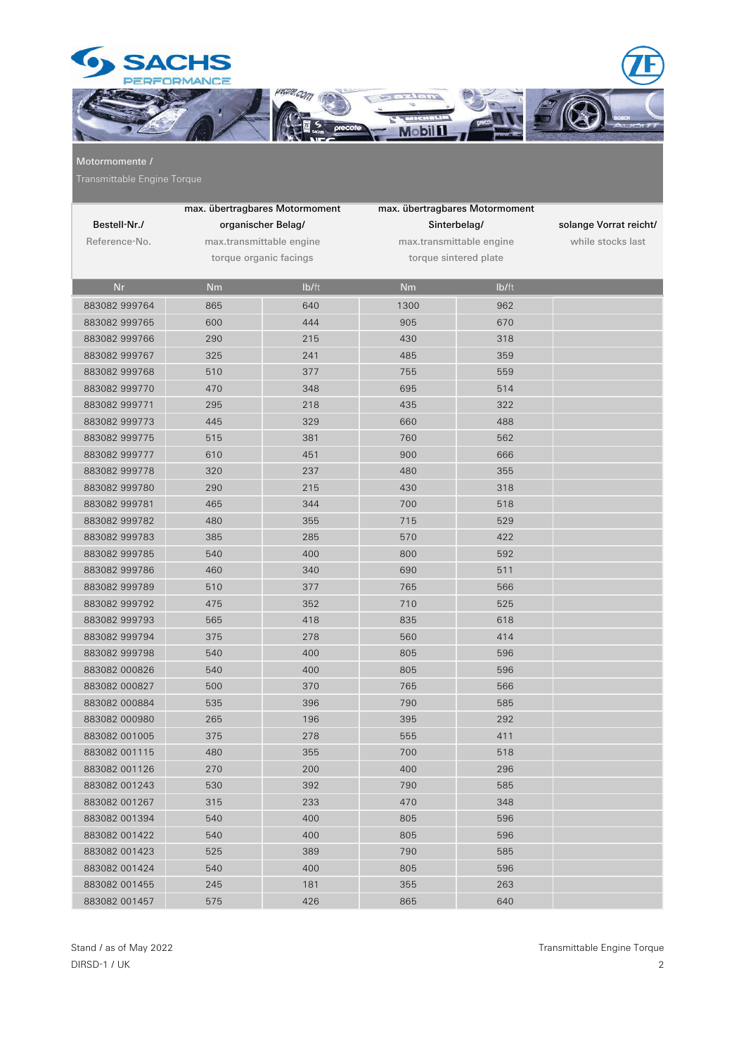## Motormomente / Transmittable Engine Torque

| Bestell-Nr./ Reference-No. | max. übertragbares Motormoment organischer Belag/ max.transmittable engine torque organic facings | | max. übertragbares Motormoment Sinterbelag/ max.transmittable engine torque sintered plate | | solange Vorrat reicht/ while stocks last |
|---|---|---|---|---|---|
| Nr | Nm | lb/ft | Nm | lb/ft | |
| 883082 999764 | 865 | 640 | 1300 | 962 | |
| 883082 999765 | 600 | 444 | 905 | 670 | |
| 883082 999766 | 290 | 215 | 430 | 318 | |
| 883082 999767 | 325 | 241 | 485 | 359 | |
| 883082 999768 | 510 | 377 | 755 | 559 | |
| 883082 999770 | 470 | 348 | 695 | 514 | |
| 883082 999771 | 295 | 218 | 435 | 322 | |
| 883082 999773 | 445 | 329 | 660 | 488 | |
| 883082 999775 | 515 | 381 | 760 | 562 | |
| 883082 999777 | 610 | 451 | 900 | 666 | |
| 883082 999778 | 320 | 237 | 480 | 355 | |
| 883082 999780 | 290 | 215 | 430 | 318 | |
| 883082 999781 | 465 | 344 | 700 | 518 | |
| 883082 999782 | 480 | 355 | 715 | 529 | |
| 883082 999783 | 385 | 285 | 570 | 422 | |
| 883082 999785 | 540 | 400 | 800 | 592 | |
| 883082 999786 | 460 | 340 | 690 | 511 | |
| 883082 999789 | 510 | 377 | 765 | 566 | |
| 883082 999792 | 475 | 352 | 710 | 525 | |
| 883082 999793 | 565 | 418 | 835 | 618 | |
| 883082 999794 | 375 | 278 | 560 | 414 | |
| 883082 999798 | 540 | 400 | 805 | 596 | |
| 883082 000826 | 540 | 400 | 805 | 596 | |
| 883082 000827 | 500 | 370 | 765 | 566 | |
| 883082 000884 | 535 | 396 | 790 | 585 | |
| 883082 000980 | 265 | 196 | 395 | 292 | |
| 883082 001005 | 375 | 278 | 555 | 411 | |
| 883082 001115 | 480 | 355 | 700 | 518 | |
| 883082 001126 | 270 | 200 | 400 | 296 | |
| 883082 001243 | 530 | 392 | 790 | 585 | |
| 883082 001267 | 315 | 233 | 470 | 348 | |
| 883082 001394 | 540 | 400 | 805 | 596 | |
| 883082 001422 | 540 | 400 | 805 | 596 | |
| 883082 001423 | 525 | 389 | 790 | 585 | |
| 883082 001424 | 540 | 400 | 805 | 596 | |
| 883082 001455 | 245 | 181 | 355 | 263 | |
| 883082 001457 | 575 | 426 | 865 | 640 | |

Stand / as of May 2022

DIRSD-1 / UK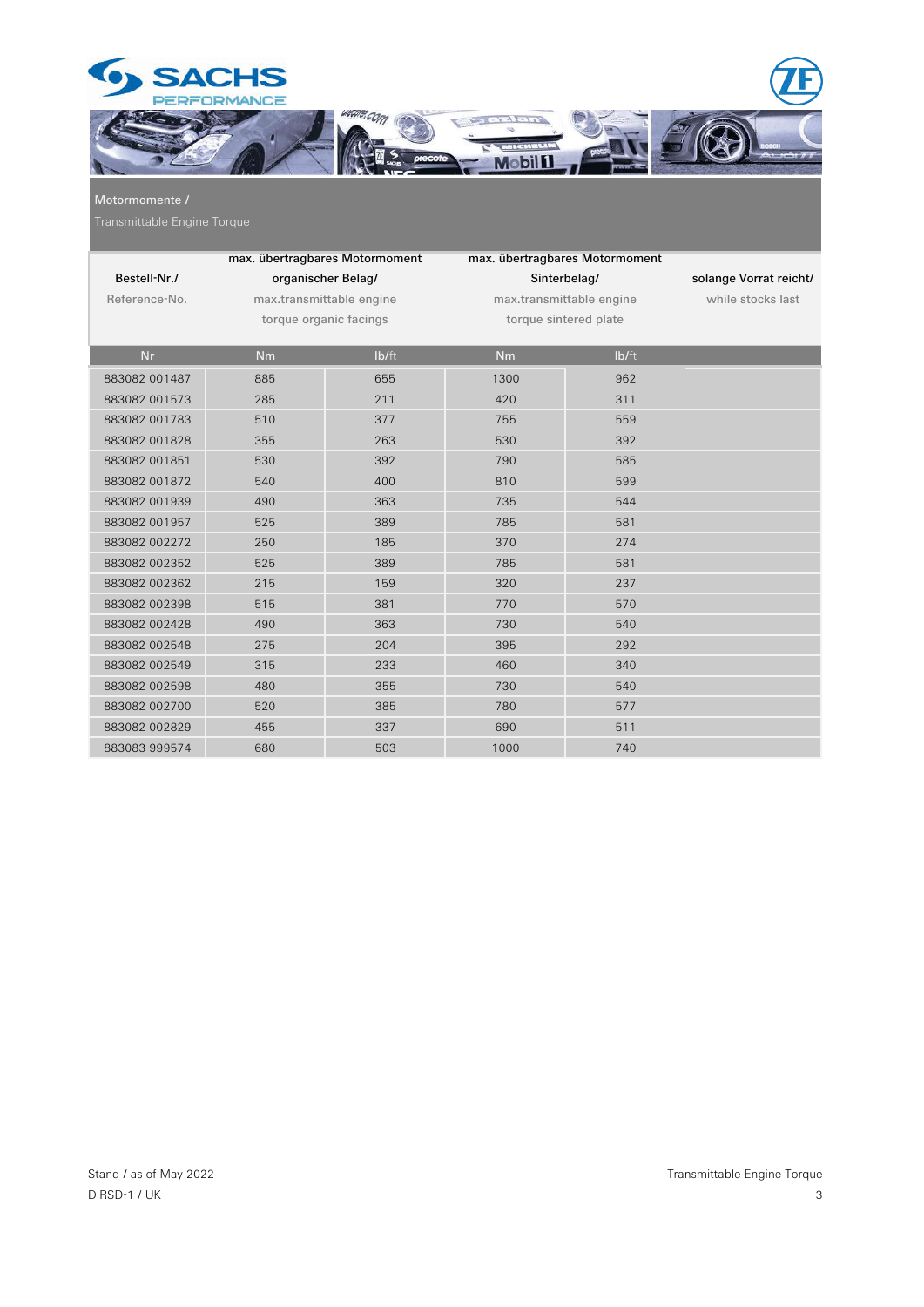## Motormomente /

Transmittable Engine Torque

| Bestell-Nr./ Reference-No. | max. übertragbares Motormoment organischer Belag/ max.transmittable engine torque organic facings | | max. übertragbares Motormoment Sinterbelag/ max.transmittable engine torque sintered plate | | solange Vorrat reicht/ while stocks last |
|---|---|---|---|---|---|
| Nr | Nm | lb/ft | Nm | lb/ft | |
| 883082 001487 | 885 | 655 | 1300 | 962 | |
| 883082 001573 | 285 | 211 | 420 | 311 | |
| 883082 001783 | 510 | 377 | 755 | 559 | |
| 883082 001828 | 355 | 263 | 530 | 392 | |
| 883082 001851 | 530 | 392 | 790 | 585 | |
| 883082 001872 | 540 | 400 | 810 | 599 | |
| 883082 001939 | 490 | 363 | 735 | 544 | |
| 883082 001957 | 525 | 389 | 785 | 581 | |
| 883082 002272 | 250 | 185 | 370 | 274 | |
| 883082 002352 | 525 | 389 | 785 | 581 | |
| 883082 002362 | 215 | 159 | 320 | 237 | |
| 883082 002398 | 515 | 381 | 770 | 570 | |
| 883082 002428 | 490 | 363 | 730 | 540 | |
| 883082 002548 | 275 | 204 | 395 | 292 | |
| 883082 002549 | 315 | 233 | 460 | 340 | |
| 883082 002598 | 480 | 355 | 730 | 540 | |
| 883082 002700 | 520 | 385 | 780 | 577 | |
| 883082 002829 | 455 | 337 | 690 | 511 | |
| 883083 999574 | 680 | 503 | 1000 | 740 | |

Stand / as of May 2022

DIRSD-1 / UK